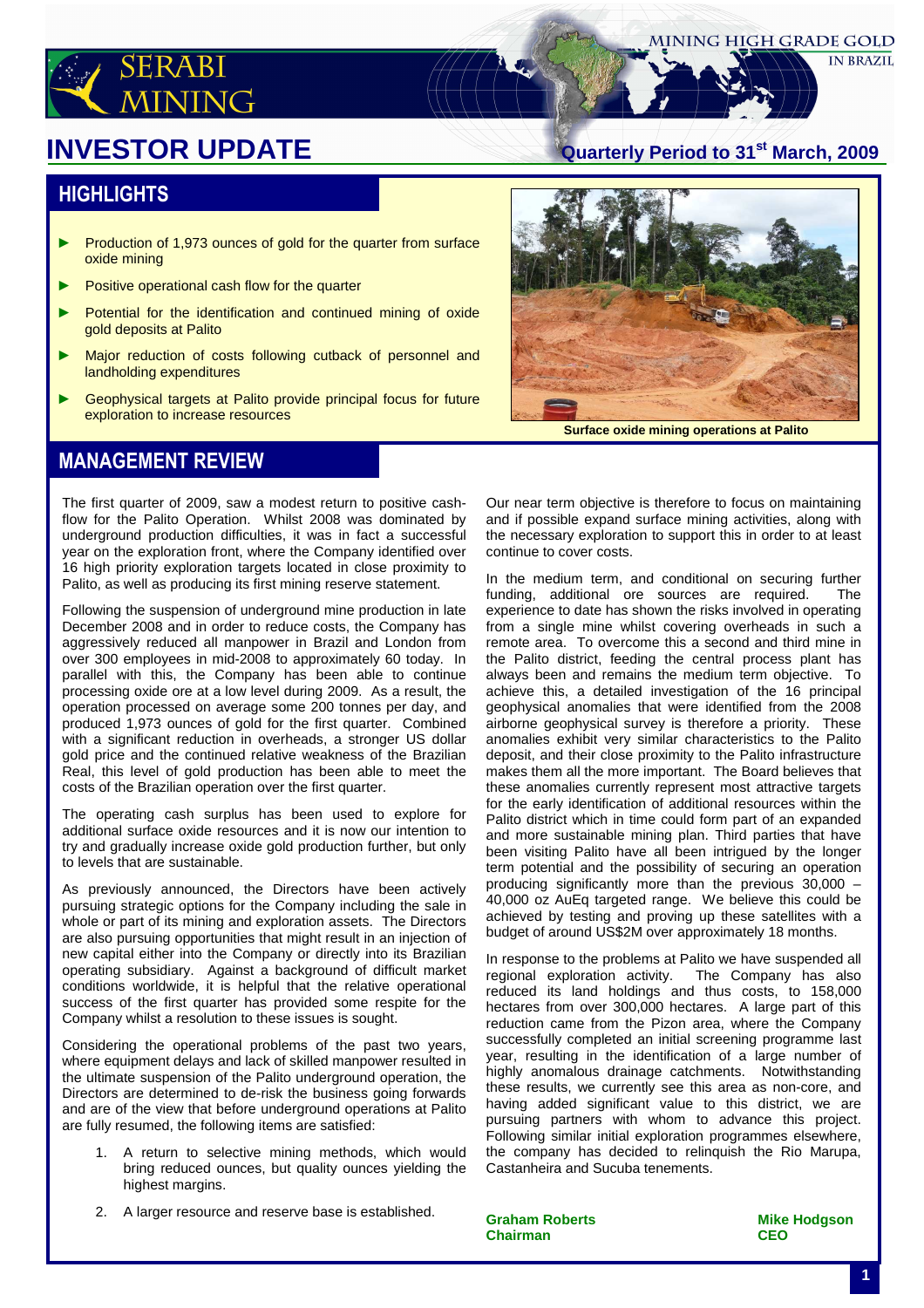# SERABI MINING

MINING HIGH GRADE GOLD IN BRAZIL

# INVESTOR UPDATE

Quarterly Period to 31st March, 2009

## HIGHLIGHTS

- Production of 1,973 ounces of gold for the quarter from surface oxide mining
- Positive operational cash flow for the quarter
- Potential for the identification and continued mining of oxide gold deposits at Palito
- Major reduction of costs following cutback of personnel and landholding expenditures
- Geophysical targets at Palito provide principal focus for future exploration to increase resources

Surface oxide mining operations at Palito

## MANAGEMENT REVIEW

The first quarter of 2009, saw a modest return to positive cash-flow for the Palito Operation. Whilst 2008 was dominated by underground production difficulties, it was in fact a successful year on the exploration front, where the Company identified over 16 high priority exploration targets located in close proximity to Palito, as well as producing its first mining reserve statement.

Following the suspension of underground mine production in late December 2008 and in order to reduce costs, the Company has aggressively reduced all manpower in Brazil and London from over 300 employees in mid-2008 to approximately 60 today. In parallel with this, the Company has been able to continue processing oxide ore at a low level during 2009. As a result, the operation processed on average some 200 tonnes per day, and produced 1,973 ounces of gold for the first quarter. Combined with a significant reduction in overheads, a stronger US dollar gold price and the continued relative weakness of the Brazilian Real, this level of gold production has been able to meet the costs of the Brazilian operation over the first quarter.

The operating cash surplus has been used to explore for additional surface oxide resources and it is now our intention to try and gradually increase oxide gold production further, but only to levels that are sustainable.

As previously announced, the Directors have been actively pursuing strategic options for the Company including the sale in whole or part of its mining and exploration assets. The Directors are also pursuing opportunities that might result in an injection of new capital either into the Company or directly into its Brazilian operating subsidiary. Against a background of difficult market conditions worldwide, it is helpful that the relative operational success of the first quarter has provided some respite for the Company whilst a resolution to these issues is sought.

Considering the operational problems of the past two years, where equipment delays and lack of skilled manpower resulted in the ultimate suspension of the Palito underground operation, the Directors are determined to de-risk the business going forwards and are of the view that before underground operations at Palito are fully resumed, the following items are satisfied:

1. A return to selective mining methods, which would bring reduced ounces, but quality ounces yielding the highest margins.
2. A larger resource and reserve base is established.

Our near term objective is therefore to focus on maintaining and if possible expand surface mining activities, along with the necessary exploration to support this in order to at least continue to cover costs.

In the medium term, and conditional on securing further funding, additional ore sources are required. The experience to date has shown the risks involved in operating from a single mine whilst covering overheads in such a remote area. To overcome this a second and third mine in the Palito district, feeding the central process plant has always been and remains the medium term objective. To achieve this, a detailed investigation of the 16 principal geophysical anomalies that were identified from the 2008 airborne geophysical survey is therefore a priority. These anomalies exhibit very similar characteristics to the Palito deposit, and their close proximity to the Palito infrastructure makes them all the more important. The Board believes that these anomalies currently represent most attractive targets for the early identification of additional resources within the Palito district which in time could form part of an expanded and more sustainable mining plan. Third parties that have been visiting Palito have all been intrigued by the longer term potential and the possibility of securing an operation producing significantly more than the previous 30,000 – 40,000 oz AuEq targeted range. We believe this could be achieved by testing and proving up these satellites with a budget of around US$2M over approximately 18 months.

In response to the problems at Palito we have suspended all regional exploration activity. The Company has also reduced its land holdings and thus costs, to 158,000 hectares from over 300,000 hectares. A large part of this reduction came from the Pizon area, where the Company successfully completed an initial screening programme last year, resulting in the identification of a large number of highly anomalous drainage catchments. Notwithstanding these results, we currently see this area as non-core, and having added significant value to this district, we are pursuing partners with whom to advance this project. Following similar initial exploration programmes elsewhere, the company has decided to relinquish the Rio Marupa, Castanheira and Sucuba tenements.

**Graham Roberts**
**Chairman**

**Mike Hodgson**
**CEO**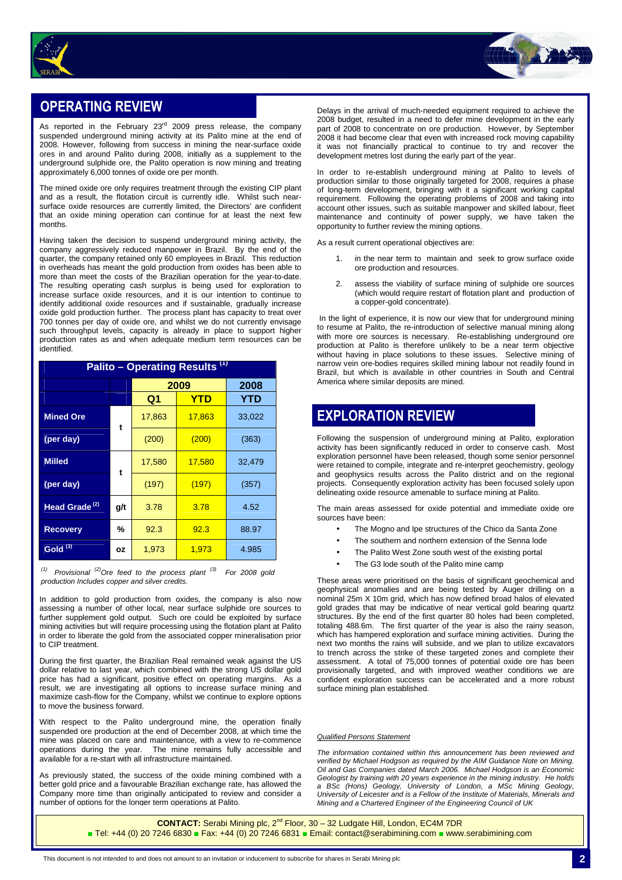## OPERATING REVIEW

As reported in the February 23rd 2009 press release, the company suspended underground mining activity at its Palito mine at the end of 2008. However, following from success in mining the near-surface oxide ores in and around Palito during 2008, initially as a supplement to the underground sulphide ore, the Palito operation is now mining and treating approximately 6,000 tonnes of oxide ore per month.

The mined oxide ore only requires treatment through the existing CIP plant and as a result, the flotation circuit is currently idle. Whilst such near-surface oxide resources are currently limited, the Directors' are confident that an oxide mining operation can continue for at least the next few months.

Having taken the decision to suspend underground mining activity, the company aggressively reduced manpower in Brazil. By the end of the quarter, the company retained only 60 employees in Brazil. This reduction in overheads has meant the gold production from oxides has been able to more than meet the costs of the Brazilian operation for the year-to-date. The resulting operating cash surplus is being used for exploration to increase surface oxide resources, and it is our intention to continue to identify additional oxide resources and if sustainable, gradually increase oxide gold production further. The process plant has capacity to treat over 700 tonnes per day of oxide ore, and whilst we do not currently envisage such throughput levels, capacity is already in place to support higher production rates as and when adequate medium term resources can be identified.

| Palito – Operating Results [1] | | | | |
|---|---|---|---|---|
| | | 2009 | | 2008 |
| | | Q1 | YTD | YTD |
| **Mined Ore** | t | 17,863 | 17,863 | 33,022 |
| **(per day)** | | (200) | (200) | (363) |
| **Milled** | t | 17,580 | 17,580 | 32,479 |
| **(per day)** | | (197) | (197) | (357) |
| **Head Grade [2]** | g/t | 3.78 | 3.78 | 4.52 |
| **Recovery** | % | 92.3 | 92.3 | 88.97 |
| **Gold [3]** | oz | 1,973 | 1,973 | 4.985 |

*[1] Provisional [2] Ore feed to the process plant [3] For 2008 gold production Includes copper and silver credits.*

In addition to gold production from oxides, the company is also now assessing a number of other local, near surface sulphide ore sources to further supplement gold output. Such ore could be exploited by surface mining activities but will require processing using the flotation plant at Palito in order to liberate the gold from the associated copper mineralisation prior to CIP treatment.

During the first quarter, the Brazilian Real remained weak against the US dollar relative to last year, which combined with the strong US dollar gold price has had a significant, positive effect on operating margins. As a result, we are investigating all options to increase surface mining and maximize cash-flow for the Company, whilst we continue to explore options to move the business forward.

With respect to the Palito underground mine, the operation finally suspended ore production at the end of December 2008, at which time the mine was placed on care and maintenance, with a view to re-commence operations during the year. The mine remains fully accessible and available for a re-start with all infrastructure maintained.

As previously stated, the success of the oxide mining combined with a better gold price and a favourable Brazilian exchange rate, has allowed the Company more time than originally anticipated to review and consider a number of options for the longer term operations at Palito.

Delays in the arrival of much-needed equipment required to achieve the 2008 budget, resulted in a need to defer mine development in the early part of 2008 to concentrate on ore production. However, by September 2008 it had become clear that even with increased rock moving capability it was not financially practical to continue to try and recover the development metres lost during the early part of the year.

In order to re-establish underground mining at Palito to levels of production similar to those originally targeted for 2008, requires a phase of long-term development, bringing with it a significant working capital requirement. Following the operating problems of 2008 and taking into account other issues, such as suitable manpower and skilled labour, fleet maintenance and continuity of power supply, we have taken the opportunity to further review the mining options.

As a result current operational objectives are:

1. in the near term to maintain and seek to grow surface oxide ore production and resources.
2. assess the viability of surface mining of sulphide ore sources (which would require restart of flotation plant and production of a copper-gold concentrate).

In the light of experience, it is now our view that for underground mining to resume at Palito, the re-introduction of selective manual mining along with more ore sources is necessary. Re-establishing underground ore production at Palito is therefore unlikely to be a near term objective without having in place solutions to these issues. Selective mining of narrow vein ore-bodies requires skilled mining labour not readily found in Brazil, but which is available in other countries in South and Central America where similar deposits are mined.

## EXPLORATION REVIEW

Following the suspension of underground mining at Palito, exploration activity has been significantly reduced in order to conserve cash. Most exploration personnel have been released, though some senior personnel were retained to compile, integrate and re-interpret geochemistry, geology and geophysics results across the Palito district and on the regional projects. Consequently exploration activity has been focused solely upon delineating oxide resource amenable to surface mining at Palito.

The main areas assessed for oxide potential and immediate oxide ore sources have been:

- The Mogno and Ipe structures of the Chico da Santa Zone
- The southern and northern extension of the Senna lode
- The Palito West Zone south west of the existing portal
- The G3 lode south of the Palito mine camp

These areas were prioritised on the basis of significant geochemical and geophysical anomalies and are being tested by Auger drilling on a nominal 25m X 10m grid, which has now defined broad halos of elevated gold grades that may be indicative of near vertical gold bearing quartz structures. By the end of the first quarter 80 holes had been completed, totaling 488.6m. The first quarter of the year is also the rainy season, which has hampered exploration and surface mining activities. During the next two months the rains will subside, and we plan to utilize excavators to trench across the strike of these targeted zones and complete their assessment. A total of 75,000 tonnes of potential oxide ore has been provisionally targeted, and with improved weather conditions we are confident exploration success can be accelerated and a more robust surface mining plan established.

Qualified Persons Statement

*The information contained within this announcement has been reviewed and verified by Michael Hodgson as required by the AIM Guidance Note on Mining. Oil and Gas Companies dated March 2006. Michael Hodgson is an Economic Geologist by training with 20 years experience in the mining industry. He holds a BSc (Hons) Geology, University of London, a MSc Mining Geology, University of Leicester and is a Fellow of the Institute of Materials, Minerals and Mining and a Chartered Engineer of the Engineering Council of UK*

**CONTACT:** Serabi Mining plc, 2nd Floor, 30 – 32 Ludgate Hill, London, EC4M 7DR
■ Tel: +44 (0) 20 7246 6830 ■ Fax: +44 (0) 20 7246 6831 ■ Email: contact@serabimining.com ■ www.serabimining.com

This document is not intended to and does not amount to an invitation or inducement to subscribe for shares in Serabi Mining plc